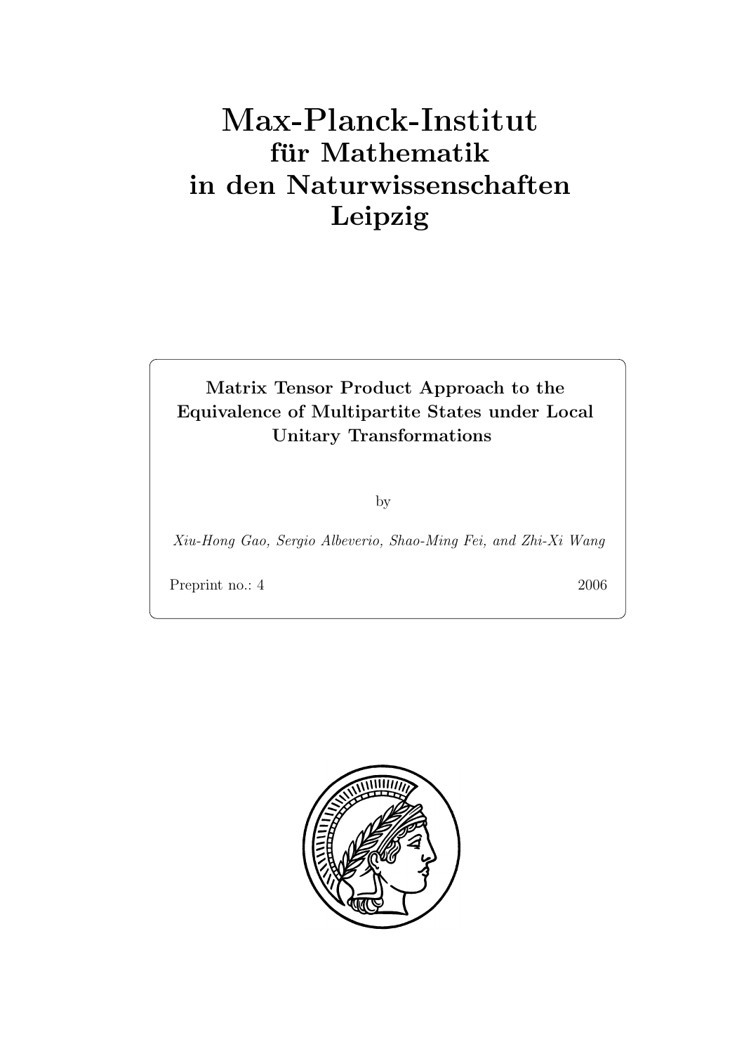# Max-Planck-Institut
## für Mathematik
## in den Naturwissenschaften
## Leipzig

**Matrix Tensor Product Approach to the Equivalence of Multipartite States under Local Unitary Transformations**

by

*Xiu-Hong Gao, Sergio Albeverio, Shao-Ming Fei, and Zhi-Xi Wang*

Preprint no.: 4 2006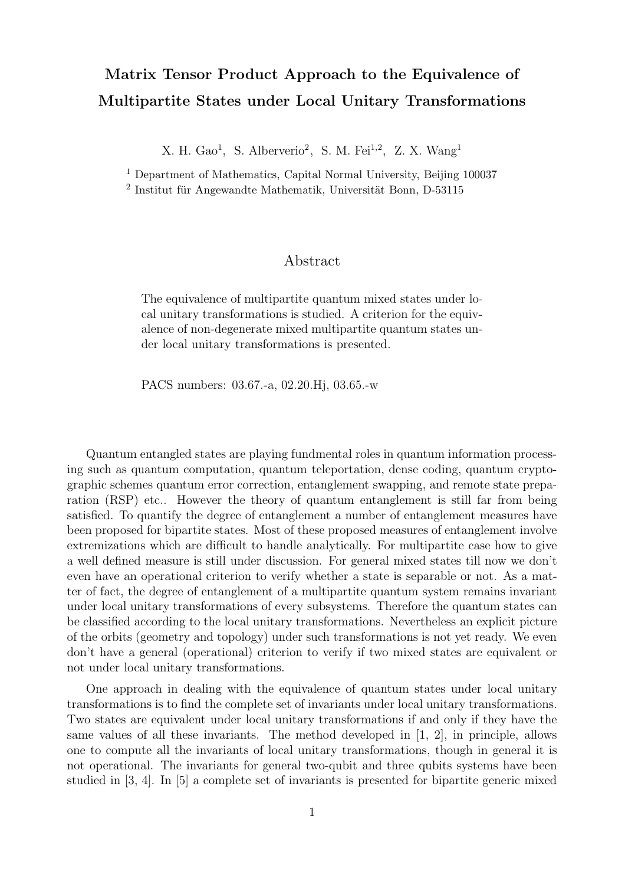# Matrix Tensor Product Approach to the Equivalence of Multipartite States under Local Unitary Transformations

X. H. Gao[1], S. Alberverio[2], S. M. Fei[1,2], Z. X. Wang[1]

[1] Department of Mathematics, Capital Normal University, Beijing 100037

[2] Institut für Angewandte Mathematik, Universität Bonn, D-53115

## Abstract

The equivalence of multipartite quantum mixed states under local unitary transformations is studied. A criterion for the equivalence of non-degenerate mixed multipartite quantum states under local unitary transformations is presented.

PACS numbers: 03.67.-a, 02.20.Hj, 03.65.-w

Quantum entangled states are playing fundmental roles in quantum information processing such as quantum computation, quantum teleportation, dense coding, quantum cryptographic schemes quantum error correction, entanglement swapping, and remote state preparation (RSP) etc.. However the theory of quantum entanglement is still far from being satisfied. To quantify the degree of entanglement a number of entanglement measures have been proposed for bipartite states. Most of these proposed measures of entanglement involve extremizations which are difficult to handle analytically. For multipartite case how to give a well defined measure is still under discussion. For general mixed states till now we don't even have an operational criterion to verify whether a state is separable or not. As a matter of fact, the degree of entanglement of a multipartite quantum system remains invariant under local unitary transformations of every subsystems. Therefore the quantum states can be classified according to the local unitary transformations. Nevertheless an explicit picture of the orbits (geometry and topology) under such transformations is not yet ready. We even don't have a general (operational) criterion to verify if two mixed states are equivalent or not under local unitary transformations.

One approach in dealing with the equivalence of quantum states under local unitary transformations is to find the complete set of invariants under local unitary transformations. Two states are equivalent under local unitary transformations if and only if they have the same values of all these invariants. The method developed in [1, 2], in principle, allows one to compute all the invariants of local unitary transformations, though in general it is not operational. The invariants for general two-qubit and three qubits systems have been studied in [3, 4]. In [5] a complete set of invariants is presented for bipartite generic mixed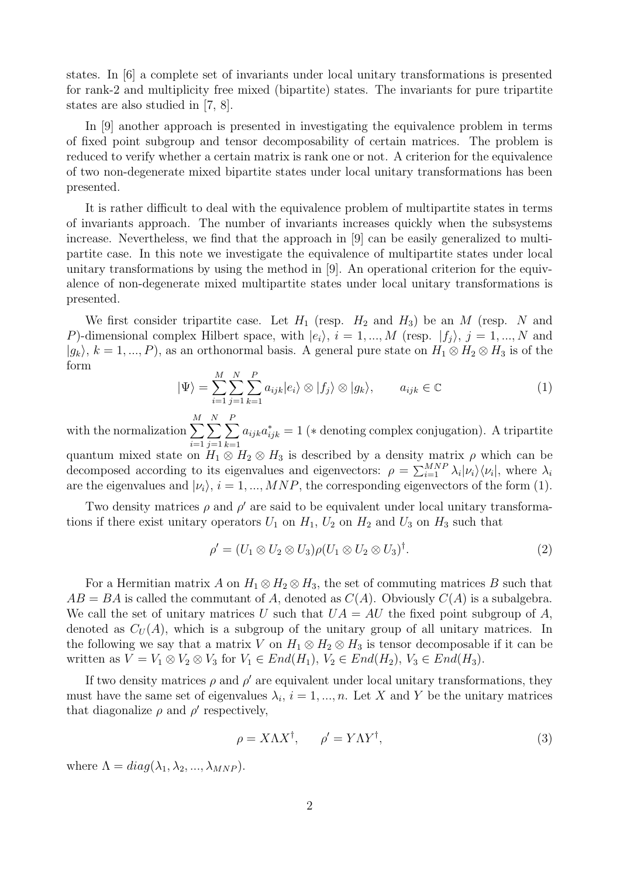states. In [6] a complete set of invariants under local unitary transformations is presented for rank-2 and multiplicity free mixed (bipartite) states. The invariants for pure tripartite states are also studied in [7, 8].

In [9] another approach is presented in investigating the equivalence problem in terms of fixed point subgroup and tensor decomposability of certain matrices. The problem is reduced to verify whether a certain matrix is rank one or not. A criterion for the equivalence of two non-degenerate mixed bipartite states under local unitary transformations has been presented.

It is rather difficult to deal with the equivalence problem of multipartite states in terms of invariants approach. The number of invariants increases quickly when the subsystems increase. Nevertheless, we find that the approach in [9] can be easily generalized to multipartite case. In this note we investigate the equivalence of multipartite states under local unitary transformations by using the method in [9]. An operational criterion for the equivalence of non-degenerate mixed multipartite states under local unitary transformations is presented.

We first consider tripartite case. Let $H_1$ (resp. $H_2$ and $H_3$) be an $M$ (resp. $N$ and $P$)-dimensional complex Hilbert space, with $|e_i\rangle$, $i = 1, ..., M$ (resp. $|f_j\rangle$, $j = 1, ..., N$ and $|g_k\rangle$, $k = 1, ..., P$), as an orthonormal basis. A general pure state on $H_1 \otimes H_2 \otimes H_3$ is of the form

$$|\Psi\rangle = \sum_{i=1}^{M} \sum_{j=1}^{N} \sum_{k=1}^{P} a_{ijk} |e_i\rangle \otimes |f_j\rangle \otimes |g_k\rangle, \qquad a_{ijk} \in \mathbb{C} \tag{1}$$

with the normalization $\sum_{i=1}^{M} \sum_{j=1}^{N} \sum_{k=1}^{P} a_{ijk} a_{ijk}^* = 1$ ($*$ denoting complex conjugation). A tripartite quantum mixed state on $H_1 \otimes H_2 \otimes H_3$ is described by a density matrix $\rho$ which can be decomposed according to its eigenvalues and eigenvectors: $\rho = \sum_{i=1}^{MNP} \lambda_i |\nu_i\rangle\langle\nu_i|$, where $\lambda_i$ are the eigenvalues and $|\nu_i\rangle$, $i = 1, ..., MNP$, the corresponding eigenvectors of the form (1).

Two density matrices $\rho$ and $\rho'$ are said to be equivalent under local unitary transformations if there exist unitary operators $U_1$ on $H_1$, $U_2$ on $H_2$ and $U_3$ on $H_3$ such that

$$\rho' = (U_1 \otimes U_2 \otimes U_3)\rho(U_1 \otimes U_2 \otimes U_3)^\dagger. \tag{2}$$

For a Hermitian matrix $A$ on $H_1 \otimes H_2 \otimes H_3$, the set of commuting matrices $B$ such that $AB = BA$ is called the commutant of $A$, denoted as $C(A)$. Obviously $C(A)$ is a subalgebra. We call the set of unitary matrices $U$ such that $UA = AU$ the fixed point subgroup of $A$, denoted as $C_U(A)$, which is a subgroup of the unitary group of all unitary matrices. In the following we say that a matrix $V$ on $H_1 \otimes H_2 \otimes H_3$ is tensor decomposable if it can be written as $V = V_1 \otimes V_2 \otimes V_3$ for $V_1 \in End(H_1)$, $V_2 \in End(H_2)$, $V_3 \in End(H_3)$.

If two density matrices $\rho$ and $\rho'$ are equivalent under local unitary transformations, they must have the same set of eigenvalues $\lambda_i$, $i = 1, ..., n$. Let $X$ and $Y$ be the unitary matrices that diagonalize $\rho$ and $\rho'$ respectively,

$$\rho = X\Lambda X^\dagger, \qquad \rho' = Y\Lambda Y^\dagger, \tag{3}$$

where $\Lambda = diag(\lambda_1, \lambda_2, ..., \lambda_{MNP})$.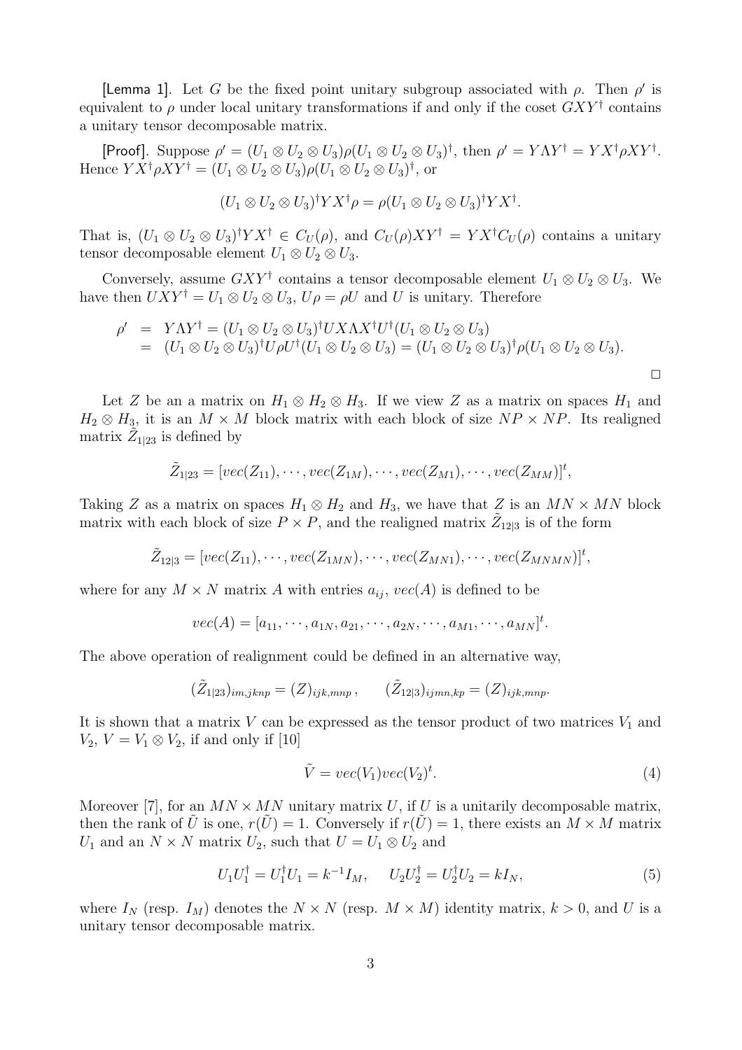**[Lemma 1]**. Let $G$ be the fixed point unitary subgroup associated with $\rho$. Then $\rho'$ is equivalent to $\rho$ under local unitary transformations if and only if the coset $GXY^\dagger$ contains a unitary tensor decomposable matrix.

**[Proof]**. Suppose $\rho' = (U_1 \otimes U_2 \otimes U_3)\rho(U_1 \otimes U_2 \otimes U_3)^\dagger$, then $\rho' = Y\Lambda Y^\dagger = YX^\dagger\rho XY^\dagger$. Hence $YX^\dagger\rho XY^\dagger = (U_1 \otimes U_2 \otimes U_3)\rho(U_1 \otimes U_2 \otimes U_3)^\dagger$, or

$$(U_1 \otimes U_2 \otimes U_3)^\dagger YX^\dagger\rho = \rho(U_1 \otimes U_2 \otimes U_3)^\dagger YX^\dagger.$$

That is, $(U_1 \otimes U_2 \otimes U_3)^\dagger YX^\dagger \in C_U(\rho)$, and $C_U(\rho)XY^\dagger = YX^\dagger C_U(\rho)$ contains a unitary tensor decomposable element $U_1 \otimes U_2 \otimes U_3$.

Conversely, assume $GXY^\dagger$ contains a tensor decomposable element $U_1 \otimes U_2 \otimes U_3$. We have then $UXY^\dagger = U_1 \otimes U_2 \otimes U_3$, $U\rho = \rho U$ and $U$ is unitary. Therefore

$$\begin{aligned}
\rho' &= Y\Lambda Y^\dagger = (U_1 \otimes U_2 \otimes U_3)^\dagger UX\Lambda X^\dagger U^\dagger (U_1 \otimes U_2 \otimes U_3) \\
&= (U_1 \otimes U_2 \otimes U_3)^\dagger U\rho U^\dagger (U_1 \otimes U_2 \otimes U_3) = (U_1 \otimes U_2 \otimes U_3)^\dagger \rho (U_1 \otimes U_2 \otimes U_3).
\end{aligned}$$

$\square$

Let $Z$ be an matrix on $H_1 \otimes H_2 \otimes H_3$. If we view $Z$ as a matrix on spaces $H_1$ and $H_2 \otimes H_3$, it is an $M \times M$ block matrix with each block of size $NP \times NP$. Its realigned matrix $\tilde{Z}_{1|23}$ is defined by

$$\tilde{Z}_{1|23} = [vec(Z_{11}), \cdots, vec(Z_{1M}), \cdots, vec(Z_{M1}), \cdots, vec(Z_{MM})]^t,$$

Taking $Z$ as a matrix on spaces $H_1 \otimes H_2$ and $H_3$, we have that $Z$ is an $MN \times MN$ block matrix with each block of size $P \times P$, and the realigned matrix $\tilde{Z}_{12|3}$ is of the form

$$\tilde{Z}_{12|3} = [vec(Z_{11}), \cdots, vec(Z_{1MN}), \cdots, vec(Z_{MN1}), \cdots, vec(Z_{MNMN})]^t,$$

where for any $M \times N$ matrix $A$ with entries $a_{ij}$, $vec(A)$ is defined to be

$$vec(A) = [a_{11}, \cdots, a_{1N}, a_{21}, \cdots, a_{2N}, \cdots, a_{M1}, \cdots, a_{MN}]^t.$$

The above operation of realignment could be defined in an alternative way,

$$(\tilde{Z}_{1|23})_{im,jknp} = (Z)_{ijk,mnp}, \qquad (\tilde{Z}_{12|3})_{ijmn,kp} = (Z)_{ijk,mnp}.$$

It is shown that a matrix $V$ can be expressed as the tensor product of two matrices $V_1$ and $V_2$, $V = V_1 \otimes V_2$, if and only if [10]

$$\tilde{V} = vec(V_1)vec(V_2)^t. \tag{4}$$

Moreover [7], for an $MN \times MN$ unitary matrix $U$, if $U$ is a unitarily decomposable matrix, then the rank of $\tilde{U}$ is one, $r(\tilde{U}) = 1$. Conversely if $r(\tilde{U}) = 1$, there exists an $M \times M$ matrix $U_1$ and an $N \times N$ matrix $U_2$, such that $U = U_1 \otimes U_2$ and

$$U_1 U_1^\dagger = U_1^\dagger U_1 = k^{-1} I_M, \quad U_2 U_2^\dagger = U_2^\dagger U_2 = k I_N, \tag{5}$$

where $I_N$ (resp. $I_M$) denotes the $N \times N$ (resp. $M \times M$) identity matrix, $k > 0$, and $U$ is a unitary tensor decomposable matrix.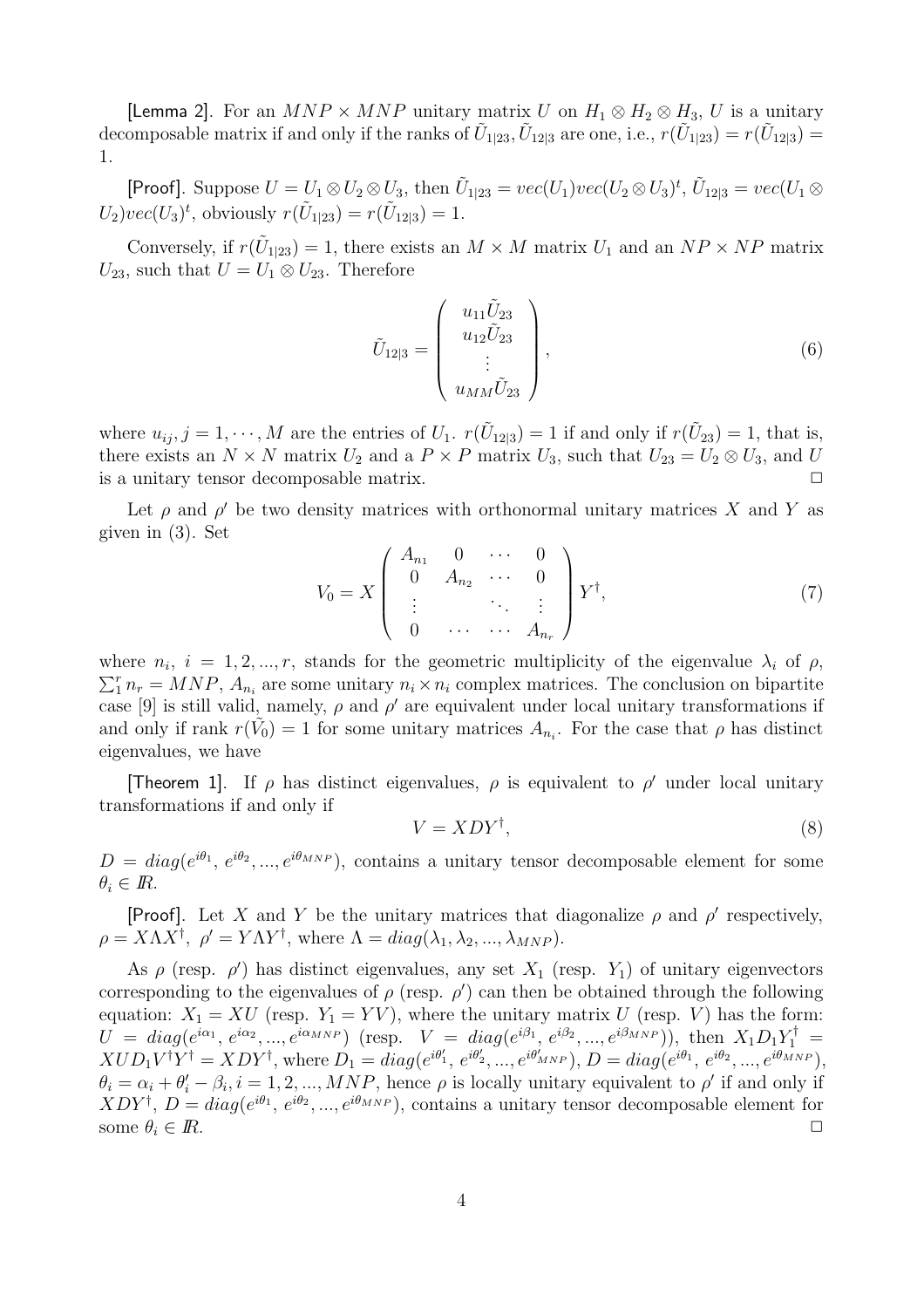[Lemma 2]. For an $MNP \times MNP$ unitary matrix $U$ on $H_1 \otimes H_2 \otimes H_3$, $U$ is a unitary decomposable matrix if and only if the ranks of $\tilde{U}_{1|23}, \tilde{U}_{12|3}$ are one, i.e., $r(\tilde{U}_{1|23}) = r(\tilde{U}_{12|3}) = 1$.

[Proof]. Suppose $U = U_1 \otimes U_2 \otimes U_3$, then $\tilde{U}_{1|23} = vec(U_1)vec(U_2 \otimes U_3)^t$, $\tilde{U}_{12|3} = vec(U_1 \otimes U_2)vec(U_3)^t$, obviously $r(\tilde{U}_{1|23}) = r(\tilde{U}_{12|3}) = 1$.

Conversely, if $r(\tilde{U}_{1|23}) = 1$, there exists an $M \times M$ matrix $U_1$ and an $NP \times NP$ matrix $U_{23}$, such that $U = U_1 \otimes U_{23}$. Therefore

$$
\tilde{U}_{12|3} = \left( \begin{array}{c} u_{11}\tilde{U}_{23} \\ u_{12}\tilde{U}_{23} \\ \vdots \\ u_{MM}\tilde{U}_{23} \end{array} \right), \tag{6}
$$

where $u_{ij}, j = 1, \cdots, M$ are the entries of $U_1$. $r(\tilde{U}_{12|3}) = 1$ if and only if $r(\tilde{U}_{23}) = 1$, that is, there exists an $N \times N$ matrix $U_2$ and a $P \times P$ matrix $U_3$, such that $U_{23} = U_2 \otimes U_3$, and $U$ is a unitary tensor decomposable matrix. $\square$

Let $\rho$ and $\rho'$ be two density matrices with orthonormal unitary matrices $X$ and $Y$ as given in (3). Set

$$
V_0 = X \left( \begin{array}{cccc} A_{n_1} & 0 & \cdots & 0 \\ 0 & A_{n_2} & \cdots & 0 \\ \vdots & & \ddots & \vdots \\ 0 & \cdots & \cdots & A_{n_r} \end{array} \right) Y^\dagger, \tag{7}
$$

where $n_i$, $i = 1, 2, ..., r$, stands for the geometric multiplicity of the eigenvalue $\lambda_i$ of $\rho$, $\sum_1^r n_r = MNP$, $A_{n_i}$ are some unitary $n_i \times n_i$ complex matrices. The conclusion on bipartite case [9] is still valid, namely, $\rho$ and $\rho'$ are equivalent under local unitary transformations if and only if rank $r(\tilde{V_0}) = 1$ for some unitary matrices $A_{n_i}$. For the case that $\rho$ has distinct eigenvalues, we have

[Theorem 1]. If $\rho$ has distinct eigenvalues, $\rho$ is equivalent to $\rho'$ under local unitary transformations if and only if

$$
V = XDY^\dagger, \tag{8}
$$

$D = diag(e^{i\theta_1}, e^{i\theta_2}, ..., e^{i\theta_{MNP}})$, contains a unitary tensor decomposable element for some $\theta_i \in I\!R$.

[Proof]. Let $X$ and $Y$ be the unitary matrices that diagonalize $\rho$ and $\rho'$ respectively, $\rho = X\Lambda X^\dagger$, $\rho' = Y\Lambda Y^\dagger$, where $\Lambda = diag(\lambda_1, \lambda_2, ..., \lambda_{MNP})$.

As $\rho$ (resp. $\rho'$) has distinct eigenvalues, any set $X_1$ (resp. $Y_1$) of unitary eigenvectors corresponding to the eigenvalues of $\rho$ (resp. $\rho'$) can then be obtained through the following equation: $X_1 = XU$ (resp. $Y_1 = YV$), where the unitary matrix $U$ (resp. $V$) has the form: $U = diag(e^{i\alpha_1}, e^{i\alpha_2}, ..., e^{i\alpha_{MNP}})$ (resp. $V = diag(e^{i\beta_1}, e^{i\beta_2}, ..., e^{i\beta_{MNP}})$), then $X_1D_1Y_1^\dagger = XUD_1V^\dagger Y^\dagger = XDY^\dagger$, where $D_1 = diag(e^{i\theta'_1}, e^{i\theta'_2}, ..., e^{i\theta'_{MNP}})$, $D = diag(e^{i\theta_1}, e^{i\theta_2}, ..., e^{i\theta_{MNP}})$, $\theta_i = \alpha_i + \theta'_i - \beta_i, i = 1, 2, ..., MNP$, hence $\rho$ is locally unitary equivalent to $\rho'$ if and only if $XDY^\dagger$, $D = diag(e^{i\theta_1}, e^{i\theta_2}, ..., e^{i\theta_{MNP}})$, contains a unitary tensor decomposable element for some $\theta_i \in I\!R$. $\square$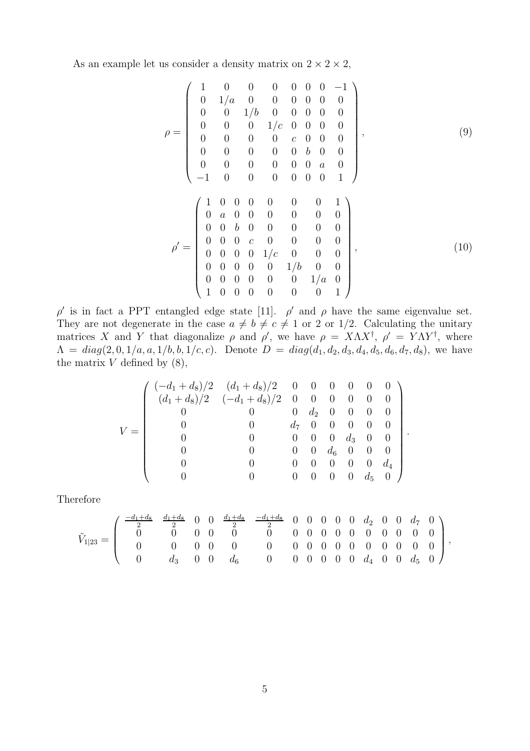As an example let us consider a density matrix on $2 \times 2 \times 2$,

$$
\rho = \left( \begin{array}{cccccccc}
1 & 0 & 0 & 0 & 0 & 0 & 0 & -1 \\
0 & 1/a & 0 & 0 & 0 & 0 & 0 & 0 \\
0 & 0 & 1/b & 0 & 0 & 0 & 0 & 0 \\
0 & 0 & 0 & 1/c & 0 & 0 & 0 & 0 \\
0 & 0 & 0 & 0 & c & 0 & 0 & 0 \\
0 & 0 & 0 & 0 & 0 & b & 0 & 0 \\
0 & 0 & 0 & 0 & 0 & 0 & a & 0 \\
-1 & 0 & 0 & 0 & 0 & 0 & 0 & 1
\end{array} \right), \tag{9}
$$

$$
\rho' = \left( \begin{array}{cccccccc}
1 & 0 & 0 & 0 & 0 & 0 & 0 & 1 \\
0 & a & 0 & 0 & 0 & 0 & 0 & 0 \\
0 & 0 & b & 0 & 0 & 0 & 0 & 0 \\
0 & 0 & 0 & c & 0 & 0 & 0 & 0 \\
0 & 0 & 0 & 0 & 1/c & 0 & 0 & 0 \\
0 & 0 & 0 & 0 & 0 & 1/b & 0 & 0 \\
0 & 0 & 0 & 0 & 0 & 0 & 1/a & 0 \\
1 & 0 & 0 & 0 & 0 & 0 & 0 & 1
\end{array} \right), \tag{10}
$$

$\rho'$ is in fact a PPT entangled edge state [11]. $\rho'$ and $\rho$ have the same eigenvalue set. They are not degenerate in the case $a \neq b \neq c \neq 1$ or 2 or $1/2$. Calculating the unitary matrices $X$ and $Y$ that diagonalize $\rho$ and $\rho'$, we have $\rho = X\Lambda X^\dagger$, $\rho' = Y\Lambda Y^\dagger$, where $\Lambda = diag(2, 0, 1/a, a, 1/b, b, 1/c, c)$. Denote $D = diag(d_1, d_2, d_3, d_4, d_5, d_6, d_7, d_8)$, we have the matrix $V$ defined by (8),

$$
V = \left( \begin{array}{cccccccc}
(-d_1+d_8)/2 & (d_1+d_8)/2 & 0 & 0 & 0 & 0 & 0 & 0 \\
(d_1+d_8)/2 & (-d_1+d_8)/2 & 0 & 0 & 0 & 0 & 0 & 0 \\
0 & 0 & 0 & d_2 & 0 & 0 & 0 & 0 \\
0 & 0 & d_7 & 0 & 0 & 0 & 0 & 0 \\
0 & 0 & 0 & 0 & 0 & d_3 & 0 & 0 \\
0 & 0 & 0 & 0 & d_6 & 0 & 0 & 0 \\
0 & 0 & 0 & 0 & 0 & 0 & 0 & d_4 \\
0 & 0 & 0 & 0 & 0 & 0 & d_5 & 0
\end{array} \right).
$$

Therefore

$$
\tilde{V}_{1|23} = \left( \begin{array}{cccccccccccccccc}
\frac{-d_1+d_8}{2} & \frac{d_1+d_8}{2} & 0 & 0 & \frac{d_1+d_8}{2} & \frac{-d_1+d_8}{2} & 0 & 0 & 0 & 0 & 0 & d_2 & 0 & 0 & d_7 & 0 \\
0 & 0 & 0 & 0 & 0 & 0 & 0 & 0 & 0 & 0 & 0 & 0 & 0 & 0 & 0 & 0 \\
0 & 0 & 0 & 0 & 0 & 0 & 0 & 0 & 0 & 0 & 0 & 0 & 0 & 0 & 0 & 0 \\
0 & d_3 & 0 & 0 & d_6 & 0 & 0 & 0 & 0 & 0 & 0 & d_4 & 0 & 0 & d_5 & 0
\end{array} \right),
$$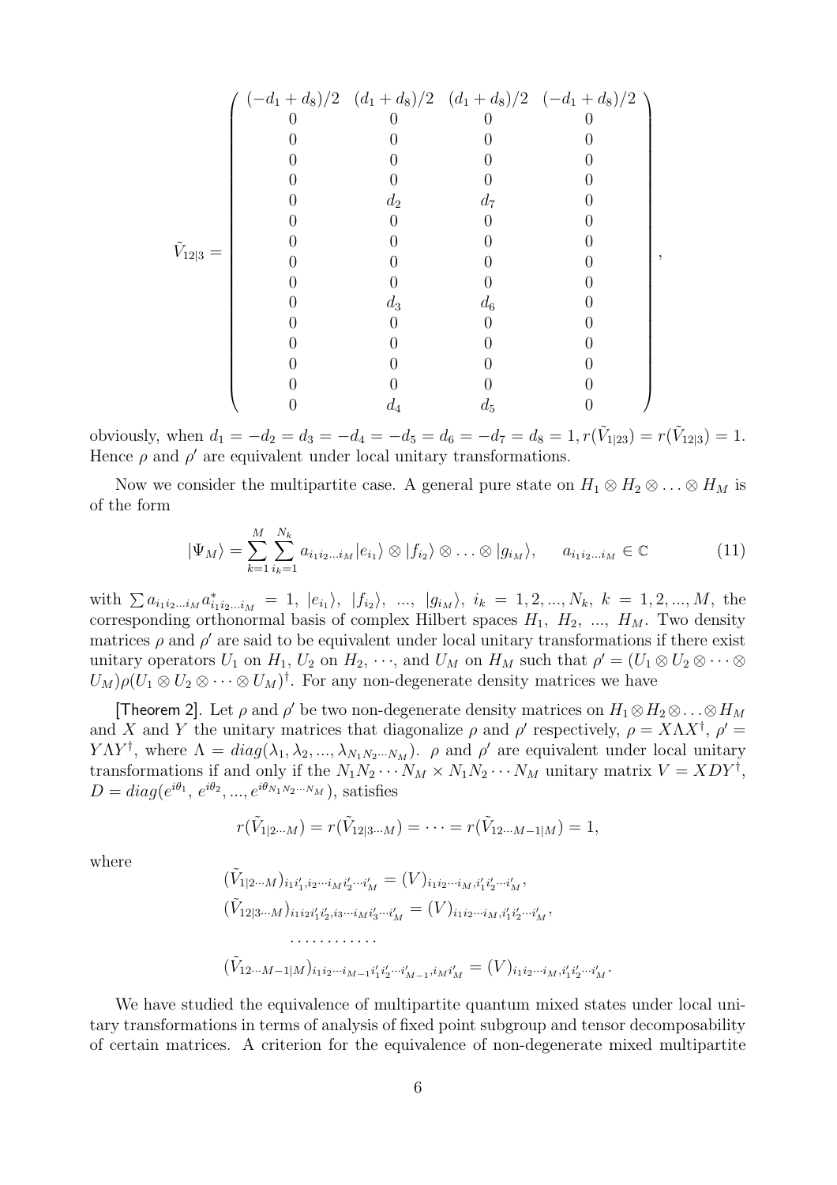$$
\tilde{V}_{12|3} = \begin{pmatrix}
(-d_1+d_8)/2 & (d_1+d_8)/2 & (d_1+d_8)/2 & (-d_1+d_8)/2 \\
0 & 0 & 0 & 0 \\
0 & 0 & 0 & 0 \\
0 & 0 & 0 & 0 \\
0 & 0 & 0 & 0 \\
0 & d_2 & d_7 & 0 \\
0 & 0 & 0 & 0 \\
0 & 0 & 0 & 0 \\
0 & 0 & 0 & 0 \\
0 & 0 & 0 & 0 \\
0 & d_3 & d_6 & 0 \\
0 & 0 & 0 & 0 \\
0 & 0 & 0 & 0 \\
0 & 0 & 0 & 0 \\
0 & 0 & 0 & 0 \\
0 & d_4 & d_5 & 0
\end{pmatrix},
$$

obviously, when $d_1 = -d_2 = d_3 = -d_4 = -d_5 = d_6 = -d_7 = d_8 = 1, r(\tilde{V}_{1|23}) = r(\tilde{V}_{12|3}) = 1$. Hence $\rho$ and $\rho'$ are equivalent under local unitary transformations.

Now we consider the multipartite case. A general pure state on $H_1 \otimes H_2 \otimes \ldots \otimes H_M$ is of the form

$$
|\Psi_M\rangle = \sum_{k=1}^{M} \sum_{i_k=1}^{N_k} a_{i_1 i_2 \ldots i_M} |e_{i_1}\rangle \otimes |f_{i_2}\rangle \otimes \ldots \otimes |g_{i_M}\rangle, \qquad a_{i_1 i_2 \ldots i_M} \in \mathbb{C} \tag{11}
$$

with $\sum a_{i_1 i_2 \ldots i_M} a^*_{i_1 i_2 \ldots i_M} = 1$, $|e_{i_1}\rangle$, $|f_{i_2}\rangle$, ..., $|g_{i_M}\rangle$, $i_k = 1, 2, ..., N_k$, $k = 1, 2, ..., M$, the corresponding orthonormal basis of complex Hilbert spaces $H_1$, $H_2$, ..., $H_M$. Two density matrices $\rho$ and $\rho'$ are said to be equivalent under local unitary transformations if there exist unitary operators $U_1$ on $H_1$, $U_2$ on $H_2$, $\cdots$, and $U_M$ on $H_M$ such that $\rho' = (U_1 \otimes U_2 \otimes \cdots \otimes U_M)\rho(U_1 \otimes U_2 \otimes \cdots \otimes U_M)^\dagger$. For any non-degenerate density matrices we have

[Theorem 2]. Let $\rho$ and $\rho'$ be two non-degenerate density matrices on $H_1 \otimes H_2 \otimes \ldots \otimes H_M$ and $X$ and $Y$ the unitary matrices that diagonalize $\rho$ and $\rho'$ respectively, $\rho = X \Lambda X^\dagger$, $\rho' = Y \Lambda Y^\dagger$, where $\Lambda = diag(\lambda_1, \lambda_2, ..., \lambda_{N_1 N_2 \cdots N_M})$. $\rho$ and $\rho'$ are equivalent under local unitary transformations if and only if the $N_1 N_2 \cdots N_M \times N_1 N_2 \cdots N_M$ unitary matrix $V = XDY^\dagger$, $D = diag(e^{i\theta_1}, e^{i\theta_2}, ..., e^{i\theta_{N_1 N_2 \cdots N_M}})$, satisfies

$$
r(\tilde{V}_{1|2\cdots M}) = r(\tilde{V}_{12|3\cdots M}) = \cdots = r(\tilde{V}_{12\cdots M-1|M}) = 1,
$$

where

$$
\begin{aligned}
&(\tilde{V}_{1|2\cdots M})_{i_1 i_1', i_2 \cdots i_M i_2' \cdots i_M'} = (V)_{i_1 i_2 \cdots i_M, i_1' i_2' \cdots i_M'}, \\
&(\tilde{V}_{12|3\cdots M})_{i_1 i_2 i_1' i_2', i_3 \cdots i_M i_3' \cdots i_M'} = (V)_{i_1 i_2 \cdots i_M, i_1' i_2' \cdots i_M'}, \\
&\qquad \cdots\cdots\cdots\cdots \\
&(\tilde{V}_{12\cdots M-1|M})_{i_1 i_2 \cdots i_{M-1} i_1' i_2' \cdots i_{M-1}', i_M i_M'} = (V)_{i_1 i_2 \cdots i_M, i_1' i_2' \cdots i_M'}.
\end{aligned}
$$

We have studied the equivalence of multipartite quantum mixed states under local unitary transformations in terms of analysis of fixed point subgroup and tensor decomposability of certain matrices. A criterion for the equivalence of non-degenerate mixed multipartite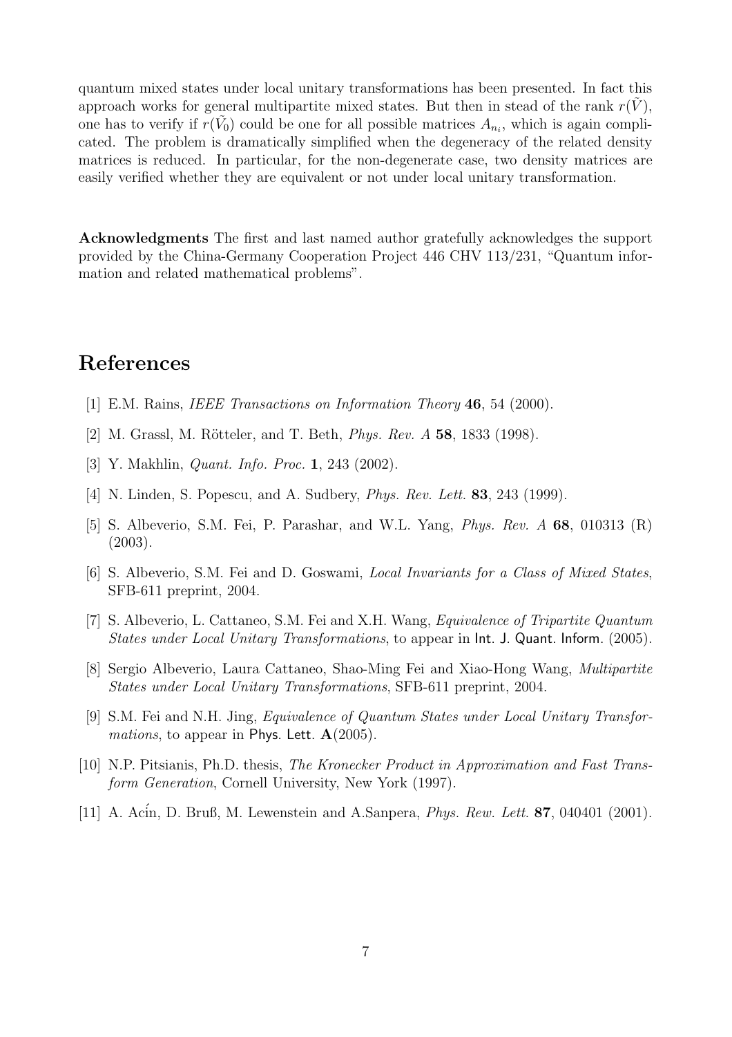quantum mixed states under local unitary transformations has been presented. In fact this approach works for general multipartite mixed states. But then in stead of the rank $r(\tilde{V})$, one has to verify if $r(\tilde{V}_0)$ could be one for all possible matrices $A_{n_i}$, which is again complicated. The problem is dramatically simplified when the degeneracy of the related density matrices is reduced. In particular, for the non-degenerate case, two density matrices are easily verified whether they are equivalent or not under local unitary transformation.

**Acknowledgments** The first and last named author gratefully acknowledges the support provided by the China-Germany Cooperation Project 446 CHV 113/231, "Quantum information and related mathematical problems".

# References

[1] E.M. Rains, *IEEE Transactions on Information Theory* **46**, 54 (2000).

[2] M. Grassl, M. Rötteler, and T. Beth, *Phys. Rev. A* **58**, 1833 (1998).

[3] Y. Makhlin, *Quant. Info. Proc.* **1**, 243 (2002).

[4] N. Linden, S. Popescu, and A. Sudbery, *Phys. Rev. Lett.* **83**, 243 (1999).

[5] S. Albeverio, S.M. Fei, P. Parashar, and W.L. Yang, *Phys. Rev. A* **68**, 010313 (R) (2003).

[6] S. Albeverio, S.M. Fei and D. Goswami, *Local Invariants for a Class of Mixed States*, SFB-611 preprint, 2004.

[7] S. Albeverio, L. Cattaneo, S.M. Fei and X.H. Wang, *Equivalence of Tripartite Quantum States under Local Unitary Transformations*, to appear in Int. J. Quant. Inform. (2005).

[8] Sergio Albeverio, Laura Cattaneo, Shao-Ming Fei and Xiao-Hong Wang, *Multipartite States under Local Unitary Transformations*, SFB-611 preprint, 2004.

[9] S.M. Fei and N.H. Jing, *Equivalence of Quantum States under Local Unitary Transformations*, to appear in Phys. Lett. **A**(2005).

[10] N.P. Pitsianis, Ph.D. thesis, *The Kronecker Product in Approximation and Fast Transform Generation*, Cornell University, New York (1997).

[11] A. Acín, D. Bruß, M. Lewenstein and A.Sanpera, *Phys. Rew. Lett.* **87**, 040401 (2001).